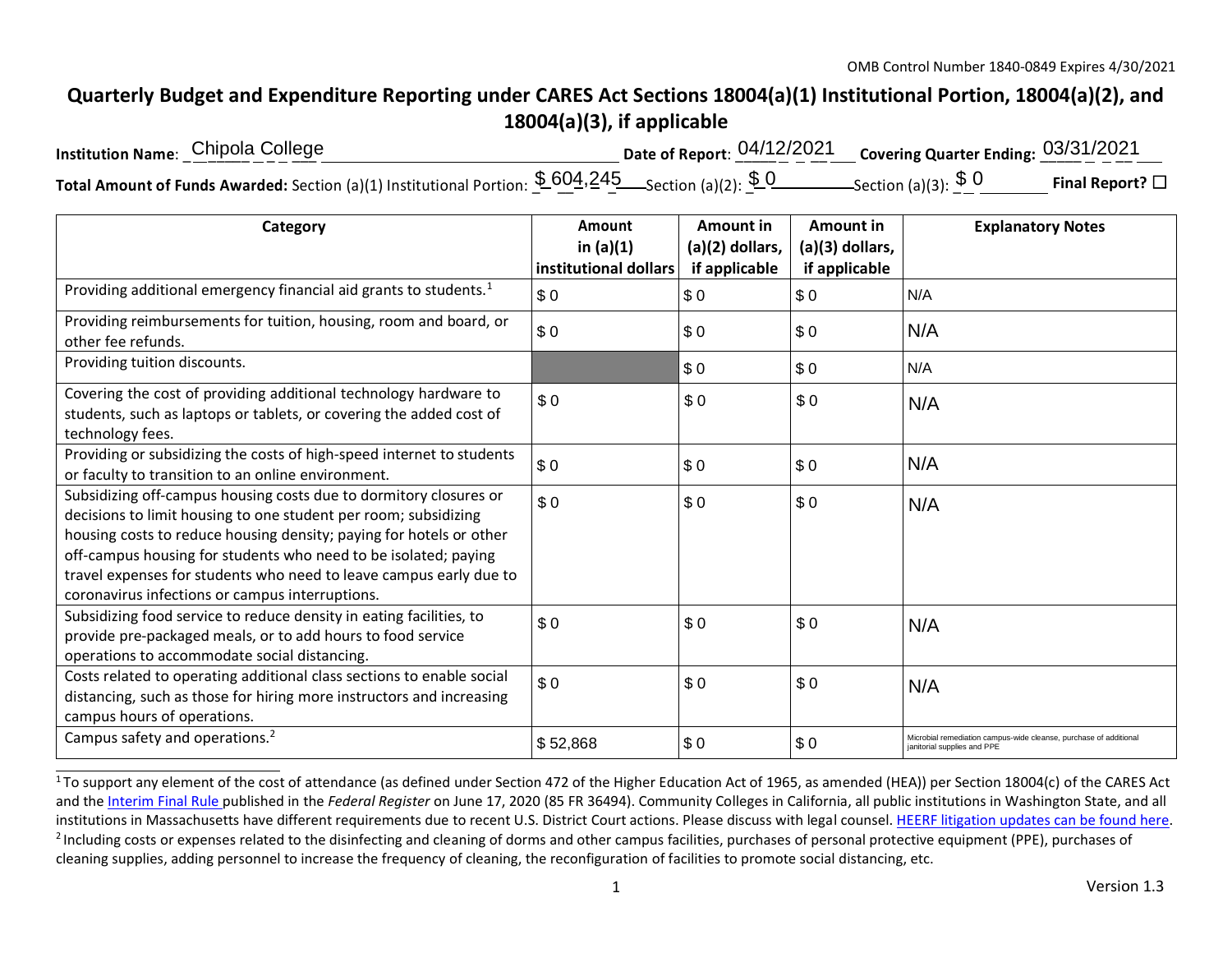OMB Control Number 1840-0849 Expires 4/30/2021

# Quarterly Budget and Expenditure Reporting under CARES Act Sections 18004(a)(1) Institutional Portion, 18004(a)(2), and 18004(a)(3), if applicable

**Institution Name**: Chipola College **Date of Report**: 04/12/2021 **Covering Quarter Ending:** 03/31/2021

**Total Amount of Funds Awarded:** Section (a)(1) Institutional Portion: $ 604,245 Section (a)(2): $ 0 Section (a)(3): $ 0 **Final Report?** ☐

| Category | Amount in (a)(1) institutional dollars | Amount in (a)(2) dollars, if applicable | Amount in (a)(3) dollars, if applicable | Explanatory Notes |
|---|---|---|---|---|
| Providing additional emergency financial aid grants to students.[1] | $ 0 | $ 0 | $ 0 | N/A |
| Providing reimbursements for tuition, housing, room and board, or other fee refunds. | $ 0 | $ 0 | $ 0 | N/A |
| Providing tuition discounts. | | $ 0 | $ 0 | N/A |
| Covering the cost of providing additional technology hardware to students, such as laptops or tablets, or covering the added cost of technology fees. | $ 0 | $ 0 | $ 0 | N/A |
| Providing or subsidizing the costs of high-speed internet to students or faculty to transition to an online environment. | $ 0 | $ 0 | $ 0 | N/A |
| Subsidizing off-campus housing costs due to dormitory closures or decisions to limit housing to one student per room; subsidizing housing costs to reduce housing density; paying for hotels or other off-campus housing for students who need to be isolated; paying travel expenses for students who need to leave campus early due to coronavirus infections or campus interruptions. | $ 0 | $ 0 | $ 0 | N/A |
| Subsidizing food service to reduce density in eating facilities, to provide pre-packaged meals, or to add hours to food service operations to accommodate social distancing. | $ 0 | $ 0 | $ 0 | N/A |
| Costs related to operating additional class sections to enable social distancing, such as those for hiring more instructors and increasing campus hours of operations. | $ 0 | $ 0 | $ 0 | N/A |
| Campus safety and operations.[2] | $ 52,868 | $ 0 | $ 0 | Microbial remediation campus-wide cleanse, purchase of additional janitorial supplies and PPE |

[1] To support any element of the cost of attendance (as defined under Section 472 of the Higher Education Act of 1965, as amended (HEA)) per Section 18004(c) of the CARES Act and the Interim Final Rule published in the *Federal Register* on June 17, 2020 (85 FR 36494). Community Colleges in California, all public institutions in Washington State, and all institutions in Massachusetts have different requirements due to recent U.S. District Court actions. Please discuss with legal counsel. HEERF litigation updates can be found here.

[2] Including costs or expenses related to the disinfecting and cleaning of dorms and other campus facilities, purchases of personal protective equipment (PPE), purchases of cleaning supplies, adding personnel to increase the frequency of cleaning, the reconfiguration of facilities to promote social distancing, etc.

Version 1.3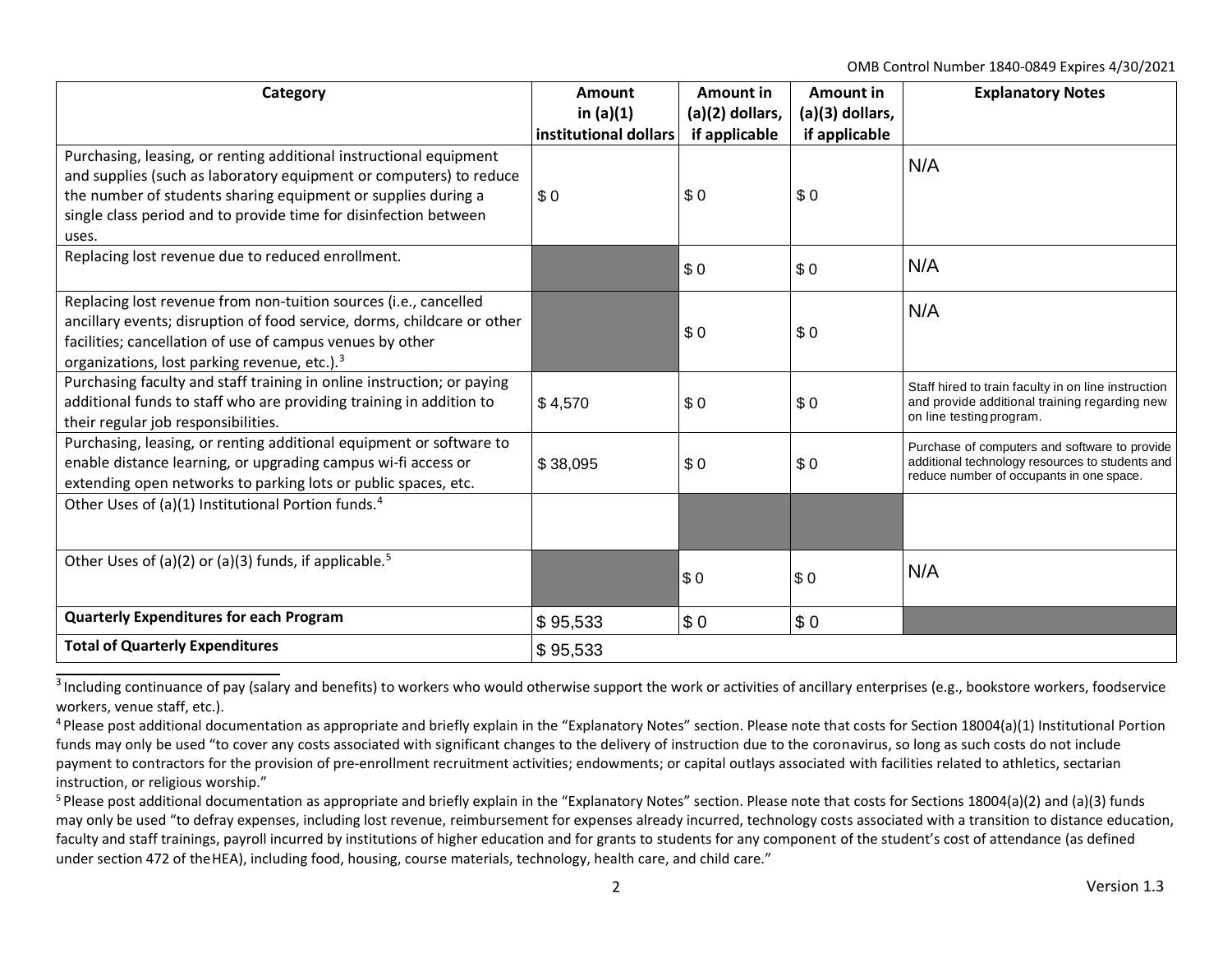OMB Control Number 1840-0849 Expires 4/30/2021

| Category | Amount in (a)(1) institutional dollars | Amount in (a)(2) dollars, if applicable | Amount in (a)(3) dollars, if applicable | Explanatory Notes |
|---|---|---|---|---|
| Purchasing, leasing, or renting additional instructional equipment and supplies (such as laboratory equipment or computers) to reduce the number of students sharing equipment or supplies during a single class period and to provide time for disinfection between uses. | $ 0 | $ 0 | $ 0 | N/A |
| Replacing lost revenue due to reduced enrollment. | | $ 0 | $ 0 | N/A |
| Replacing lost revenue from non-tuition sources (i.e., cancelled ancillary events; disruption of food service, dorms, childcare or other facilities; cancellation of use of campus venues by other organizations, lost parking revenue, etc.).[3] | | $ 0 | $ 0 | N/A |
| Purchasing faculty and staff training in online instruction; or paying additional funds to staff who are providing training in addition to their regular job responsibilities. | $ 4,570 | $ 0 | $ 0 | Staff hired to train faculty in on line instruction and provide additional training regarding new on line testing program. |
| Purchasing, leasing, or renting additional equipment or software to enable distance learning, or upgrading campus wi-fi access or extending open networks to parking lots or public spaces, etc. | $ 38,095 | $ 0 | $ 0 | Purchase of computers and software to provide additional technology resources to students and reduce number of occupants in one space. |
| Other Uses of (a)(1) Institutional Portion funds.[4] | | | | |
| Other Uses of (a)(2) or (a)(3) funds, if applicable.[5] | | $ 0 | $ 0 | N/A |
| **Quarterly Expenditures for each Program** | $ 95,533 | $ 0 | $ 0 | |
| **Total of Quarterly Expenditures** | $ 95,533 | | | |

[3] Including continuance of pay (salary and benefits) to workers who would otherwise support the work or activities of ancillary enterprises (e.g., bookstore workers, foodservice workers, venue staff, etc.).

[4] Please post additional documentation as appropriate and briefly explain in the "Explanatory Notes" section. Please note that costs for Section 18004(a)(1) Institutional Portion funds may only be used "to cover any costs associated with significant changes to the delivery of instruction due to the coronavirus, so long as such costs do not include payment to contractors for the provision of pre-enrollment recruitment activities; endowments; or capital outlays associated with facilities related to athletics, sectarian instruction, or religious worship."

[5] Please post additional documentation as appropriate and briefly explain in the "Explanatory Notes" section. Please note that costs for Sections 18004(a)(2) and (a)(3) funds may only be used "to defray expenses, including lost revenue, reimbursement for expenses already incurred, technology costs associated with a transition to distance education, faculty and staff trainings, payroll incurred by institutions of higher education and for grants to students for any component of the student's cost of attendance (as defined under section 472 of the HEA), including food, housing, course materials, technology, health care, and child care."

Version 1.3